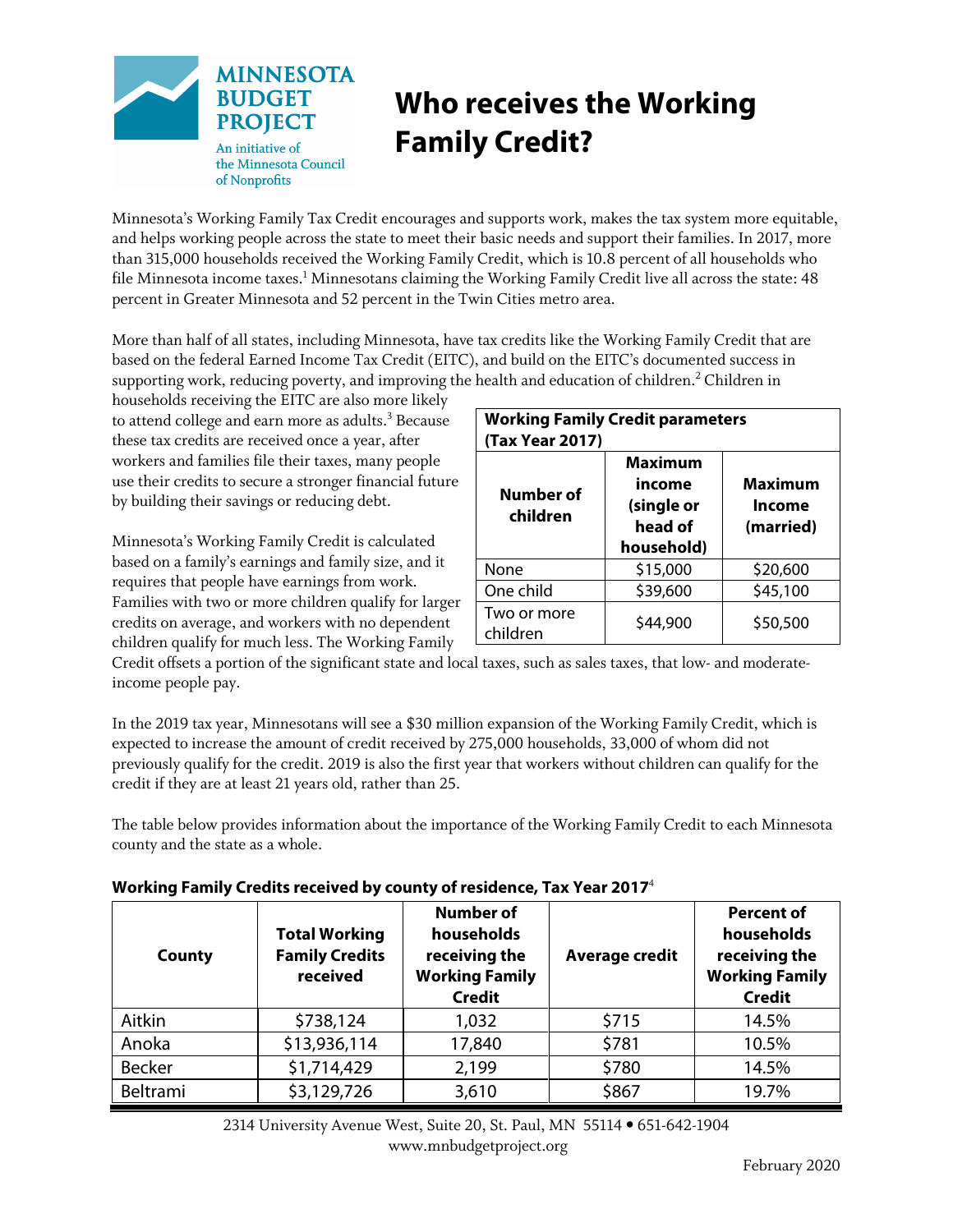MINNESOTA BUDGET PROJECT

An initiative of the Minnesota Council of Nonprofits

# Who receives the Working Family Credit?

Minnesota's Working Family Tax Credit encourages and supports work, makes the tax system more equitable, and helps working people across the state to meet their basic needs and support their families. In 2017, more than 315,000 households received the Working Family Credit, which is 10.8 percent of all households who file Minnesota income taxes.[1] Minnesotans claiming the Working Family Credit live all across the state: 48 percent in Greater Minnesota and 52 percent in the Twin Cities metro area.

More than half of all states, including Minnesota, have tax credits like the Working Family Credit that are based on the federal Earned Income Tax Credit (EITC), and build on the EITC's documented success in supporting work, reducing poverty, and improving the health and education of children.[2] Children in households receiving the EITC are also more likely to attend college and earn more as adults.[3] Because these tax credits are received once a year, after workers and families file their taxes, many people use their credits to secure a stronger financial future by building their savings or reducing debt.

**Working Family Credit parameters (Tax Year 2017)**

| Number of children | Maximum income (single or head of household) | Maximum Income (married) |
|---|---|---|
| None | $15,000 | $20,600 |
| One child | $39,600 | $45,100 |
| Two or more children | $44,900 | $50,500 |

Minnesota's Working Family Credit is calculated based on a family's earnings and family size, and it requires that people have earnings from work. Families with two or more children qualify for larger credits on average, and workers with no dependent children qualify for much less. The Working Family Credit offsets a portion of the significant state and local taxes, such as sales taxes, that low- and moderate-income people pay.

In the 2019 tax year, Minnesotans will see a $30 million expansion of the Working Family Credit, which is expected to increase the amount of credit received by 275,000 households, 33,000 of whom did not previously qualify for the credit. 2019 is also the first year that workers without children can qualify for the credit if they are at least 21 years old, rather than 25.

The table below provides information about the importance of the Working Family Credit to each Minnesota county and the state as a whole.

**Working Family Credits received by county of residence, Tax Year 2017**[4]

| County | Total Working Family Credits received | Number of households receiving the Working Family Credit | Average credit | Percent of households receiving the Working Family Credit |
|---|---|---|---|---|
| Aitkin | $738,124 | 1,032 | $715 | 14.5% |
| Anoka | $13,936,114 | 17,840 | $781 | 10.5% |
| Becker | $1,714,429 | 2,199 | $780 | 14.5% |
| Beltrami | $3,129,726 | 3,610 | $867 | 19.7% |

2314 University Avenue West, Suite 20, St. Paul, MN 55114 • 651-642-1904
www.mnbudgetproject.org

February 2020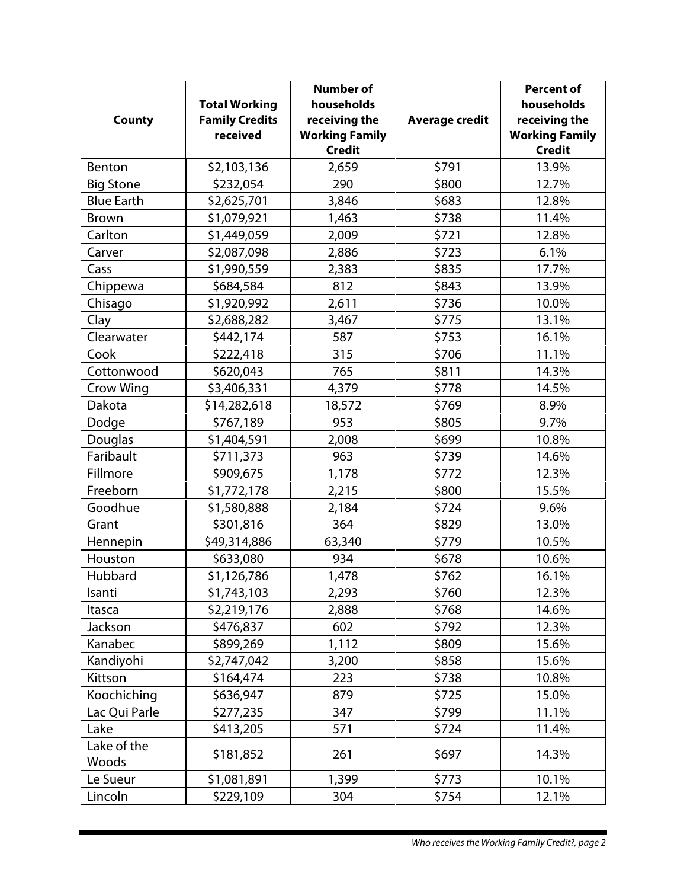| County | Total Working Family Credits received | Number of households receiving the Working Family Credit | Average credit | Percent of households receiving the Working Family Credit |
|---|---|---|---|---|
| Benton | $2,103,136 | 2,659 | $791 | 13.9% |
| Big Stone | $232,054 | 290 | $800 | 12.7% |
| Blue Earth | $2,625,701 | 3,846 | $683 | 12.8% |
| Brown | $1,079,921 | 1,463 | $738 | 11.4% |
| Carlton | $1,449,059 | 2,009 | $721 | 12.8% |
| Carver | $2,087,098 | 2,886 | $723 | 6.1% |
| Cass | $1,990,559 | 2,383 | $835 | 17.7% |
| Chippewa | $684,584 | 812 | $843 | 13.9% |
| Chisago | $1,920,992 | 2,611 | $736 | 10.0% |
| Clay | $2,688,282 | 3,467 | $775 | 13.1% |
| Clearwater | $442,174 | 587 | $753 | 16.1% |
| Cook | $222,418 | 315 | $706 | 11.1% |
| Cottonwood | $620,043 | 765 | $811 | 14.3% |
| Crow Wing | $3,406,331 | 4,379 | $778 | 14.5% |
| Dakota | $14,282,618 | 18,572 | $769 | 8.9% |
| Dodge | $767,189 | 953 | $805 | 9.7% |
| Douglas | $1,404,591 | 2,008 | $699 | 10.8% |
| Faribault | $711,373 | 963 | $739 | 14.6% |
| Fillmore | $909,675 | 1,178 | $772 | 12.3% |
| Freeborn | $1,772,178 | 2,215 | $800 | 15.5% |
| Goodhue | $1,580,888 | 2,184 | $724 | 9.6% |
| Grant | $301,816 | 364 | $829 | 13.0% |
| Hennepin | $49,314,886 | 63,340 | $779 | 10.5% |
| Houston | $633,080 | 934 | $678 | 10.6% |
| Hubbard | $1,126,786 | 1,478 | $762 | 16.1% |
| Isanti | $1,743,103 | 2,293 | $760 | 12.3% |
| Itasca | $2,219,176 | 2,888 | $768 | 14.6% |
| Jackson | $476,837 | 602 | $792 | 12.3% |
| Kanabec | $899,269 | 1,112 | $809 | 15.6% |
| Kandiyohi | $2,747,042 | 3,200 | $858 | 15.6% |
| Kittson | $164,474 | 223 | $738 | 10.8% |
| Koochiching | $636,947 | 879 | $725 | 15.0% |
| Lac Qui Parle | $277,235 | 347 | $799 | 11.1% |
| Lake | $413,205 | 571 | $724 | 11.4% |
| Lake of the Woods | $181,852 | 261 | $697 | 14.3% |
| Le Sueur | $1,081,891 | 1,399 | $773 | 10.1% |
| Lincoln | $229,109 | 304 | $754 | 12.1% |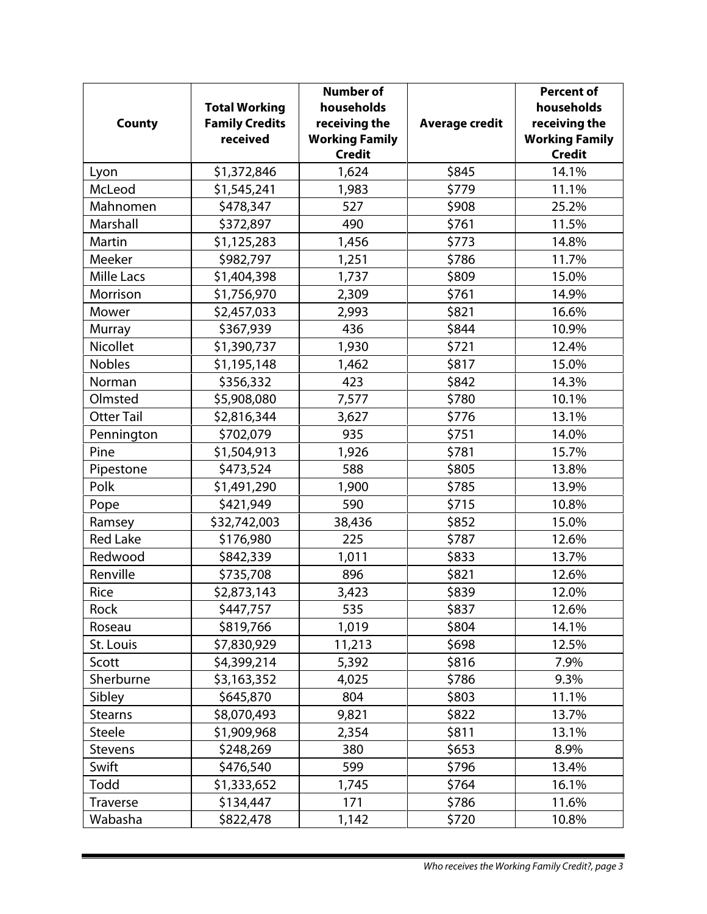| County | Total Working Family Credits received | Number of households receiving the Working Family Credit | Average credit | Percent of households receiving the Working Family Credit |
|---|---|---|---|---|
| Lyon | $1,372,846 | 1,624 | $845 | 14.1% |
| McLeod | $1,545,241 | 1,983 | $779 | 11.1% |
| Mahnomen | $478,347 | 527 | $908 | 25.2% |
| Marshall | $372,897 | 490 | $761 | 11.5% |
| Martin | $1,125,283 | 1,456 | $773 | 14.8% |
| Meeker | $982,797 | 1,251 | $786 | 11.7% |
| Mille Lacs | $1,404,398 | 1,737 | $809 | 15.0% |
| Morrison | $1,756,970 | 2,309 | $761 | 14.9% |
| Mower | $2,457,033 | 2,993 | $821 | 16.6% |
| Murray | $367,939 | 436 | $844 | 10.9% |
| Nicollet | $1,390,737 | 1,930 | $721 | 12.4% |
| Nobles | $1,195,148 | 1,462 | $817 | 15.0% |
| Norman | $356,332 | 423 | $842 | 14.3% |
| Olmsted | $5,908,080 | 7,577 | $780 | 10.1% |
| Otter Tail | $2,816,344 | 3,627 | $776 | 13.1% |
| Pennington | $702,079 | 935 | $751 | 14.0% |
| Pine | $1,504,913 | 1,926 | $781 | 15.7% |
| Pipestone | $473,524 | 588 | $805 | 13.8% |
| Polk | $1,491,290 | 1,900 | $785 | 13.9% |
| Pope | $421,949 | 590 | $715 | 10.8% |
| Ramsey | $32,742,003 | 38,436 | $852 | 15.0% |
| Red Lake | $176,980 | 225 | $787 | 12.6% |
| Redwood | $842,339 | 1,011 | $833 | 13.7% |
| Renville | $735,708 | 896 | $821 | 12.6% |
| Rice | $2,873,143 | 3,423 | $839 | 12.0% |
| Rock | $447,757 | 535 | $837 | 12.6% |
| Roseau | $819,766 | 1,019 | $804 | 14.1% |
| St. Louis | $7,830,929 | 11,213 | $698 | 12.5% |
| Scott | $4,399,214 | 5,392 | $816 | 7.9% |
| Sherburne | $3,163,352 | 4,025 | $786 | 9.3% |
| Sibley | $645,870 | 804 | $803 | 11.1% |
| Stearns | $8,070,493 | 9,821 | $822 | 13.7% |
| Steele | $1,909,968 | 2,354 | $811 | 13.1% |
| Stevens | $248,269 | 380 | $653 | 8.9% |
| Swift | $476,540 | 599 | $796 | 13.4% |
| Todd | $1,333,652 | 1,745 | $764 | 16.1% |
| Traverse | $134,447 | 171 | $786 | 11.6% |
| Wabasha | $822,478 | 1,142 | $720 | 10.8% |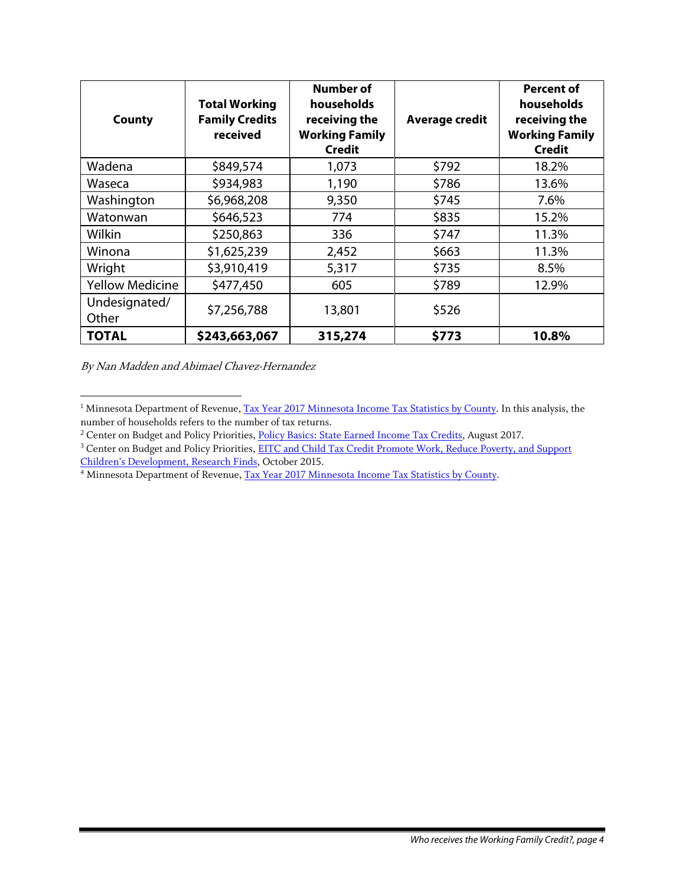| County | Total Working Family Credits received | Number of households receiving the Working Family Credit | Average credit | Percent of households receiving the Working Family Credit |
|---|---|---|---|---|
| Wadena | $849,574 | 1,073 | $792 | 18.2% |
| Waseca | $934,983 | 1,190 | $786 | 13.6% |
| Washington | $6,968,208 | 9,350 | $745 | 7.6% |
| Watonwan | $646,523 | 774 | $835 | 15.2% |
| Wilkin | $250,863 | 336 | $747 | 11.3% |
| Winona | $1,625,239 | 2,452 | $663 | 11.3% |
| Wright | $3,910,419 | 5,317 | $735 | 8.5% |
| Yellow Medicine | $477,450 | 605 | $789 | 12.9% |
| Undesignated/ Other | $7,256,788 | 13,801 | $526 | |
| **TOTAL** | **$243,663,067** | **315,274** | **$773** | **10.8%** |

*By Nan Madden and Abimael Chavez-Hernandez*

---

[1] Minnesota Department of Revenue, Tax Year 2017 Minnesota Income Tax Statistics by County. In this analysis, the number of households refers to the number of tax returns.

[2] Center on Budget and Policy Priorities, Policy Basics: State Earned Income Tax Credits, August 2017.

[3] Center on Budget and Policy Priorities, EITC and Child Tax Credit Promote Work, Reduce Poverty, and Support Children's Development, Research Finds, October 2015.

[4] Minnesota Department of Revenue, Tax Year 2017 Minnesota Income Tax Statistics by County.